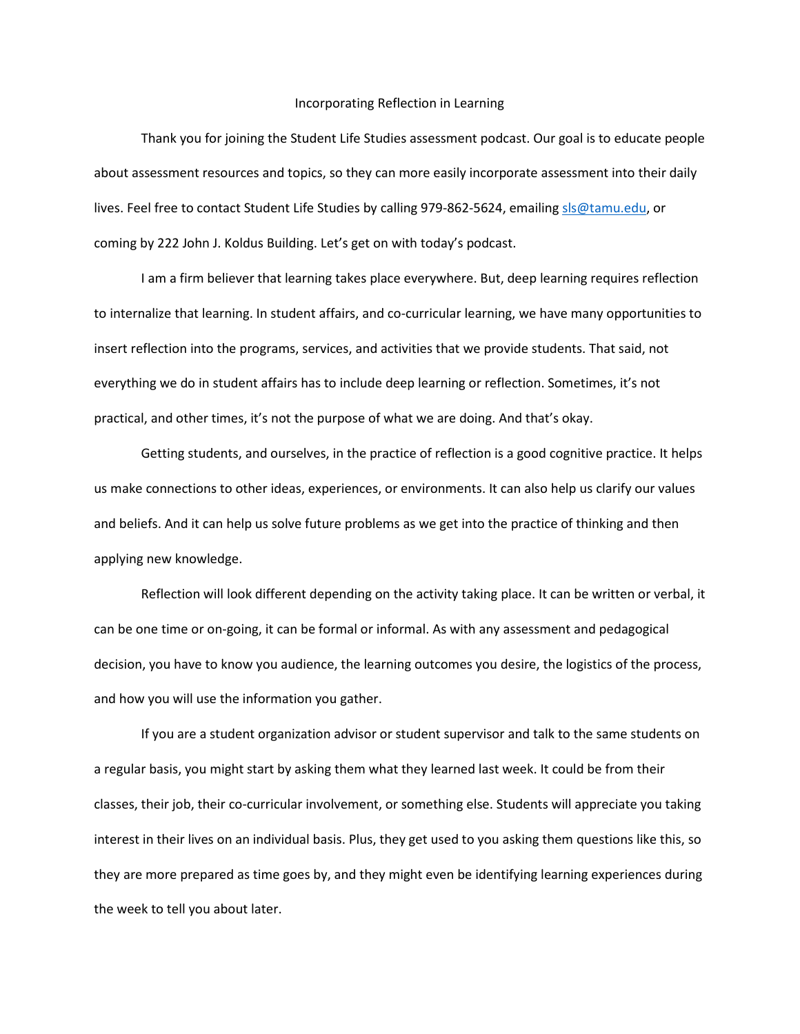# Incorporating Reflection in Learning

Thank you for joining the Student Life Studies assessment podcast. Our goal is to educate people about assessment resources and topics, so they can more easily incorporate assessment into their daily lives. Feel free to contact Student Life Studies by calling 979-862-5624, emailing sls@tamu.edu, or coming by 222 John J. Koldus Building. Let's get on with today's podcast.

I am a firm believer that learning takes place everywhere. But, deep learning requires reflection to internalize that learning. In student affairs, and co-curricular learning, we have many opportunities to insert reflection into the programs, services, and activities that we provide students. That said, not everything we do in student affairs has to include deep learning or reflection. Sometimes, it's not practical, and other times, it's not the purpose of what we are doing. And that's okay.

Getting students, and ourselves, in the practice of reflection is a good cognitive practice. It helps us make connections to other ideas, experiences, or environments. It can also help us clarify our values and beliefs. And it can help us solve future problems as we get into the practice of thinking and then applying new knowledge.

Reflection will look different depending on the activity taking place. It can be written or verbal, it can be one time or on-going, it can be formal or informal. As with any assessment and pedagogical decision, you have to know you audience, the learning outcomes you desire, the logistics of the process, and how you will use the information you gather.

If you are a student organization advisor or student supervisor and talk to the same students on a regular basis, you might start by asking them what they learned last week. It could be from their classes, their job, their co-curricular involvement, or something else. Students will appreciate you taking interest in their lives on an individual basis. Plus, they get used to you asking them questions like this, so they are more prepared as time goes by, and they might even be identifying learning experiences during the week to tell you about later.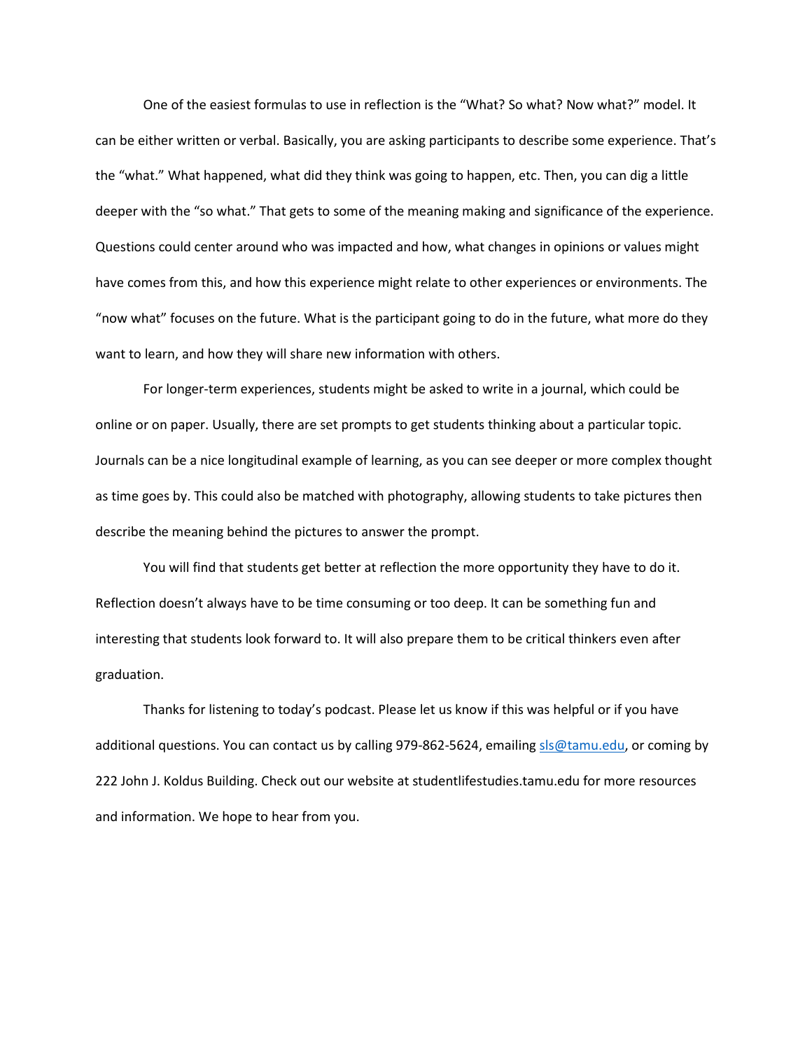One of the easiest formulas to use in reflection is the "What? So what? Now what?" model. It can be either written or verbal. Basically, you are asking participants to describe some experience. That's the "what." What happened, what did they think was going to happen, etc. Then, you can dig a little deeper with the "so what." That gets to some of the meaning making and significance of the experience. Questions could center around who was impacted and how, what changes in opinions or values might have comes from this, and how this experience might relate to other experiences or environments. The "now what" focuses on the future. What is the participant going to do in the future, what more do they want to learn, and how they will share new information with others.

For longer-term experiences, students might be asked to write in a journal, which could be online or on paper. Usually, there are set prompts to get students thinking about a particular topic. Journals can be a nice longitudinal example of learning, as you can see deeper or more complex thought as time goes by. This could also be matched with photography, allowing students to take pictures then describe the meaning behind the pictures to answer the prompt.

You will find that students get better at reflection the more opportunity they have to do it. Reflection doesn't always have to be time consuming or too deep. It can be something fun and interesting that students look forward to. It will also prepare them to be critical thinkers even after graduation.

Thanks for listening to today's podcast. Please let us know if this was helpful or if you have additional questions. You can contact us by calling 979-862-5624, emailing [sls@tamu.edu](mailto:sls@tamu.edu), or coming by 222 John J. Koldus Building. Check out our website at studentlifestudies.tamu.edu for more resources and information. We hope to hear from you.